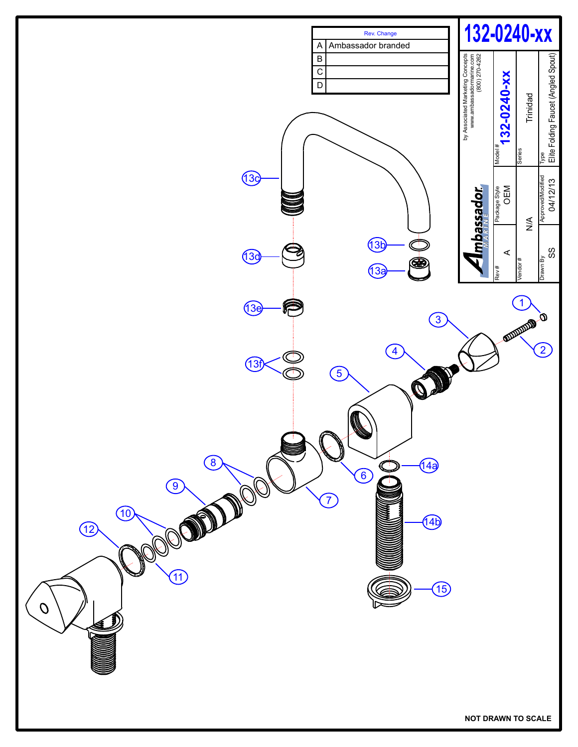# 132-0240-xx

| Rev. Change | |
|---|---|
| A | Ambassador branded |
| B | |
| C | |
| D | |

Ambassador MARINE

by Associated Marketing Concepts
www.ambassadormarine.com
(800) 270-4262

| Model # | Series | Type |
|---|---|---|
| 132-0240-xx | Trinidad | Elite Folding Faucet (Angled Spout) |

| Rev # | Package Style | Vendor # | Approved/Modified | Drawn By |
|---|---|---|---|---|
| A | OEM | N/A | 04/12/13 | SS |

13c, 13b, 13d, 13a, 13e, 1, 3, 2, 13f, 4, 5, 8, 6, 14a, 7, 9, 10, 14b, 12, 11, 15

NOT DRAWN TO SCALE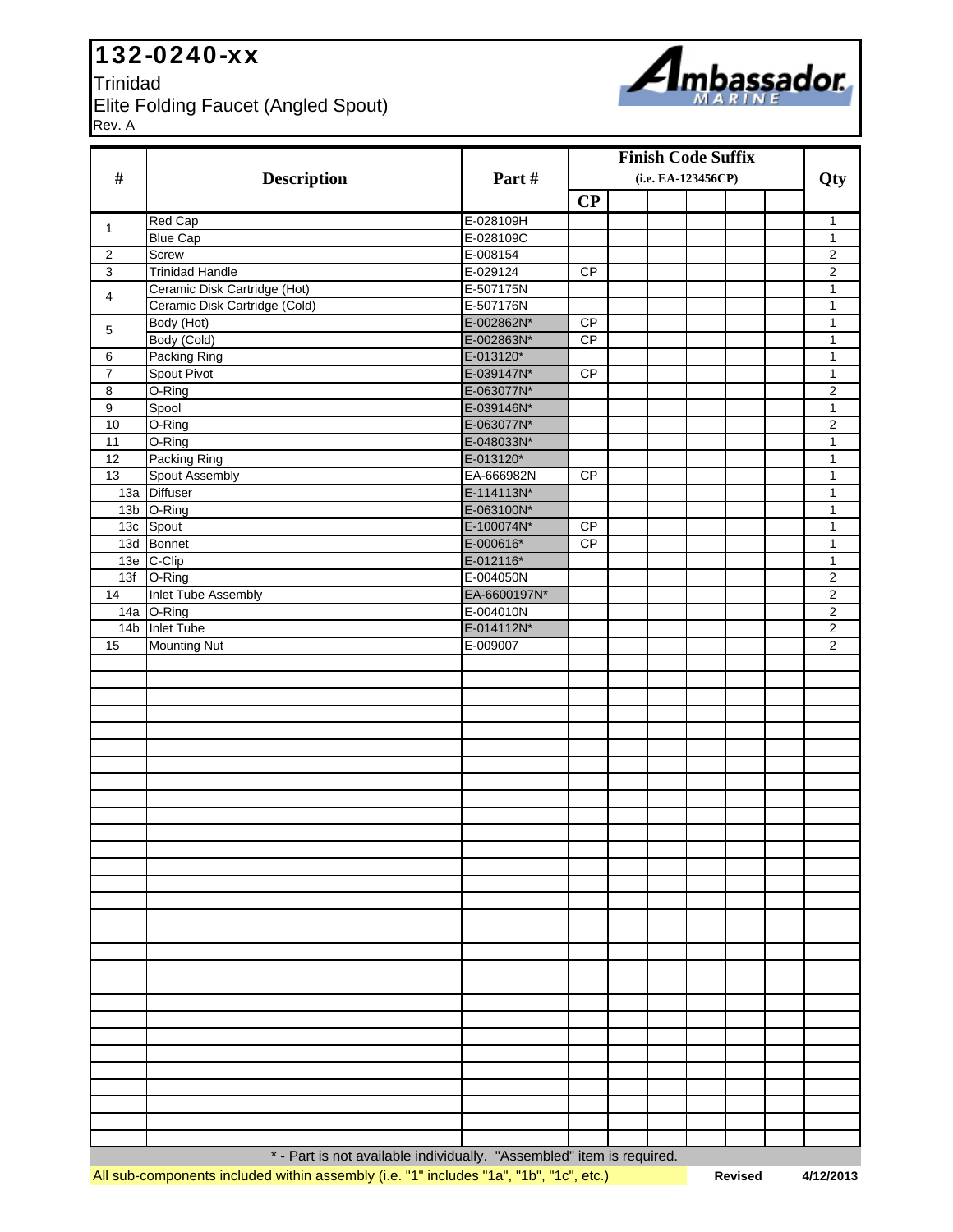# 132-0240-xx

Trinidad

Elite Folding Faucet (Angled Spout)

Rev. A

| # | Description | Part # | Finish Code Suffix (i.e. EA-123456CP) | | | | | | Qty |
|---|---|---|---|---|---|---|---|---|---|
| | | | CP | | | | | | |
| 1 | Red Cap | E-028109H | | | | | | | 1 |
| | Blue Cap | E-028109C | | | | | | | 1 |
| 2 | Screw | E-008154 | | | | | | | 2 |
| 3 | Trinidad Handle | E-029124 | CP | | | | | | 2 |
| 4 | Ceramic Disk Cartridge (Hot) | E-507175N | | | | | | | 1 |
| | Ceramic Disk Cartridge (Cold) | E-507176N | | | | | | | 1 |
| 5 | Body (Hot) | E-002862N* | CP | | | | | | 1 |
| | Body (Cold) | E-002863N* | CP | | | | | | 1 |
| 6 | Packing Ring | E-013120* | | | | | | | 1 |
| 7 | Spout Pivot | E-039147N* | CP | | | | | | 1 |
| 8 | O-Ring | E-063077N* | | | | | | | 2 |
| 9 | Spool | E-039146N* | | | | | | | 1 |
| 10 | O-Ring | E-063077N* | | | | | | | 2 |
| 11 | O-Ring | E-048033N* | | | | | | | 1 |
| 12 | Packing Ring | E-013120* | | | | | | | 1 |
| 13 | Spout Assembly | EA-666982N | CP | | | | | | 1 |
| 13a | Diffuser | E-114113N* | | | | | | | 1 |
| 13b | O-Ring | E-063100N* | | | | | | | 1 |
| 13c | Spout | E-100074N* | CP | | | | | | 1 |
| 13d | Bonnet | E-000616* | CP | | | | | | 1 |
| 13e | C-Clip | E-012116* | | | | | | | 1 |
| 13f | O-Ring | E-004050N | | | | | | | 2 |
| 14 | Inlet Tube Assembly | EA-6600197N* | | | | | | | 2 |
| 14a | O-Ring | E-004010N | | | | | | | 2 |
| 14b | Inlet Tube | E-014112N* | | | | | | | 2 |
| 15 | Mounting Nut | E-009007 | | | | | | | 2 |

* - Part is not available individually. "Assembled" item is required.

All sub-components included within assembly (i.e. "1" includes "1a", "1b", "1c", etc.)

**Revised** **4/12/2013**